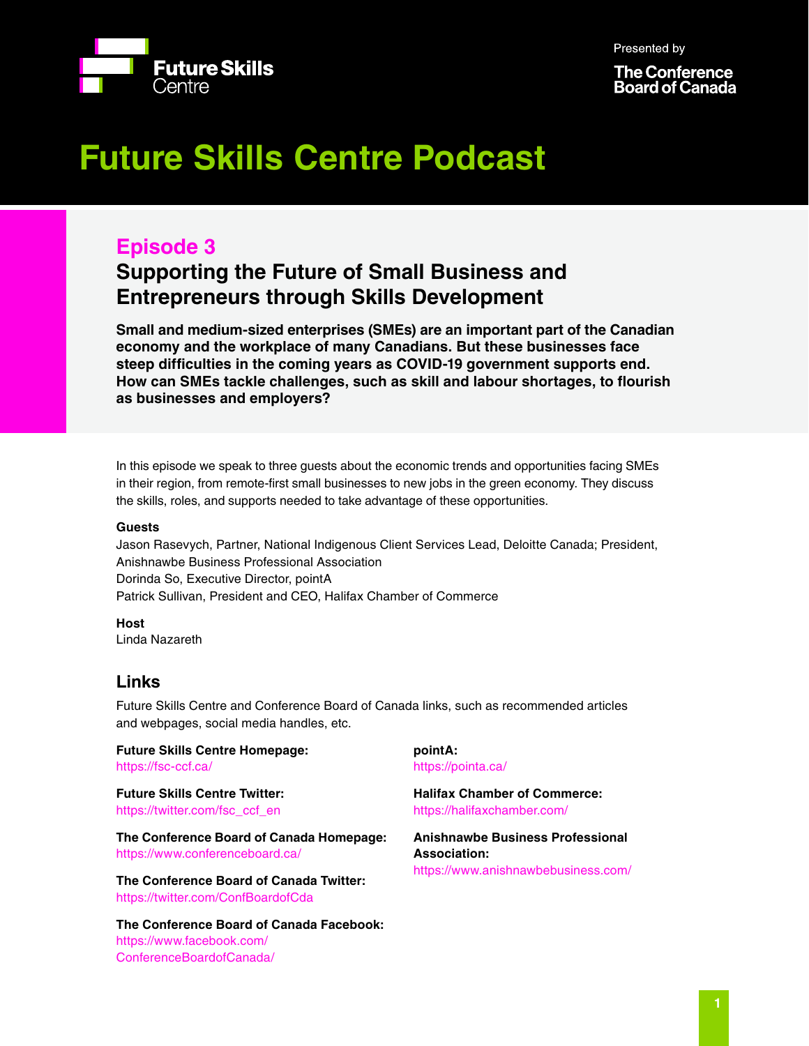Future Skills Centre

Presented by The Conference Board of Canada

# Future Skills Centre Podcast

## Episode 3

## Supporting the Future of Small Business and Entrepreneurs through Skills Development

**Small and medium-sized enterprises (SMEs) are an important part of the Canadian economy and the workplace of many Canadians. But these businesses face steep difficulties in the coming years as COVID-19 government supports end. How can SMEs tackle challenges, such as skill and labour shortages, to flourish as businesses and employers?**

In this episode we speak to three guests about the economic trends and opportunities facing SMEs in their region, from remote-first small businesses to new jobs in the green economy. They discuss the skills, roles, and supports needed to take advantage of these opportunities.

**Guests**

Jason Rasevych, Partner, National Indigenous Client Services Lead, Deloitte Canada; President, Anishnawbe Business Professional Association

Dorinda So, Executive Director, pointA

Patrick Sullivan, President and CEO, Halifax Chamber of Commerce

**Host**

Linda Nazareth

### Links

Future Skills Centre and Conference Board of Canada links, such as recommended articles and webpages, social media handles, etc.

**Future Skills Centre Homepage:**
https://fsc-ccf.ca/

**Future Skills Centre Twitter:**
https://twitter.com/fsc_ccf_en

**The Conference Board of Canada Homepage:**
https://www.conferenceboard.ca/

**The Conference Board of Canada Twitter:**
https://twitter.com/ConfBoardofCda

**The Conference Board of Canada Facebook:**
https://www.facebook.com/ConferenceBoardofCanada/

**pointA:**
https://pointa.ca/

**Halifax Chamber of Commerce:**
https://halifaxchamber.com/

**Anishnawbe Business Professional Association:**
https://www.anishnawbebusiness.com/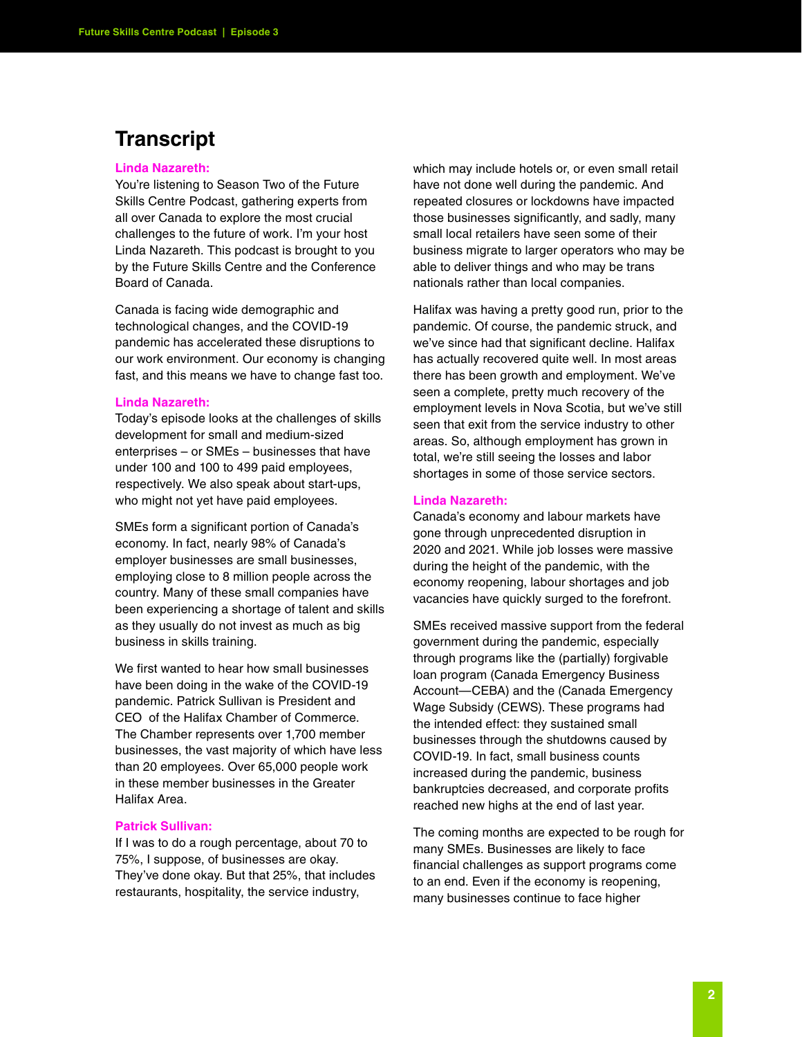# Transcript

**Linda Nazareth:**
You're listening to Season Two of the Future Skills Centre Podcast, gathering experts from all over Canada to explore the most crucial challenges to the future of work. I'm your host Linda Nazareth. This podcast is brought to you by the Future Skills Centre and the Conference Board of Canada.

Canada is facing wide demographic and technological changes, and the COVID-19 pandemic has accelerated these disruptions to our work environment. Our economy is changing fast, and this means we have to change fast too.

**Linda Nazareth:**
Today's episode looks at the challenges of skills development for small and medium-sized enterprises – or SMEs – businesses that have under 100 and 100 to 499 paid employees, respectively. We also speak about start-ups, who might not yet have paid employees.

SMEs form a significant portion of Canada's economy. In fact, nearly 98% of Canada's employer businesses are small businesses, employing close to 8 million people across the country. Many of these small companies have been experiencing a shortage of talent and skills as they usually do not invest as much as big business in skills training.

We first wanted to hear how small businesses have been doing in the wake of the COVID-19 pandemic. Patrick Sullivan is President and CEO of the Halifax Chamber of Commerce. The Chamber represents over 1,700 member businesses, the vast majority of which have less than 20 employees. Over 65,000 people work in these member businesses in the Greater Halifax Area.

**Patrick Sullivan:**
If I was to do a rough percentage, about 70 to 75%, I suppose, of businesses are okay. They've done okay. But that 25%, that includes restaurants, hospitality, the service industry, which may include hotels or, or even small retail have not done well during the pandemic. And repeated closures or lockdowns have impacted those businesses significantly, and sadly, many small local retailers have seen some of their business migrate to larger operators who may be able to deliver things and who may be trans nationals rather than local companies.

Halifax was having a pretty good run, prior to the pandemic. Of course, the pandemic struck, and we've since had that significant decline. Halifax has actually recovered quite well. In most areas there has been growth and employment. We've seen a complete, pretty much recovery of the employment levels in Nova Scotia, but we've still seen that exit from the service industry to other areas. So, although employment has grown in total, we're still seeing the losses and labor shortages in some of those service sectors.

**Linda Nazareth:**
Canada's economy and labour markets have gone through unprecedented disruption in 2020 and 2021. While job losses were massive during the height of the pandemic, with the economy reopening, labour shortages and job vacancies have quickly surged to the forefront.

SMEs received massive support from the federal government during the pandemic, especially through programs like the (partially) forgivable loan program (Canada Emergency Business Account—CEBA) and the (Canada Emergency Wage Subsidy (CEWS). These programs had the intended effect: they sustained small businesses through the shutdowns caused by COVID-19. In fact, small business counts increased during the pandemic, business bankruptcies decreased, and corporate profits reached new highs at the end of last year.

The coming months are expected to be rough for many SMEs. Businesses are likely to face financial challenges as support programs come to an end. Even if the economy is reopening, many businesses continue to face higher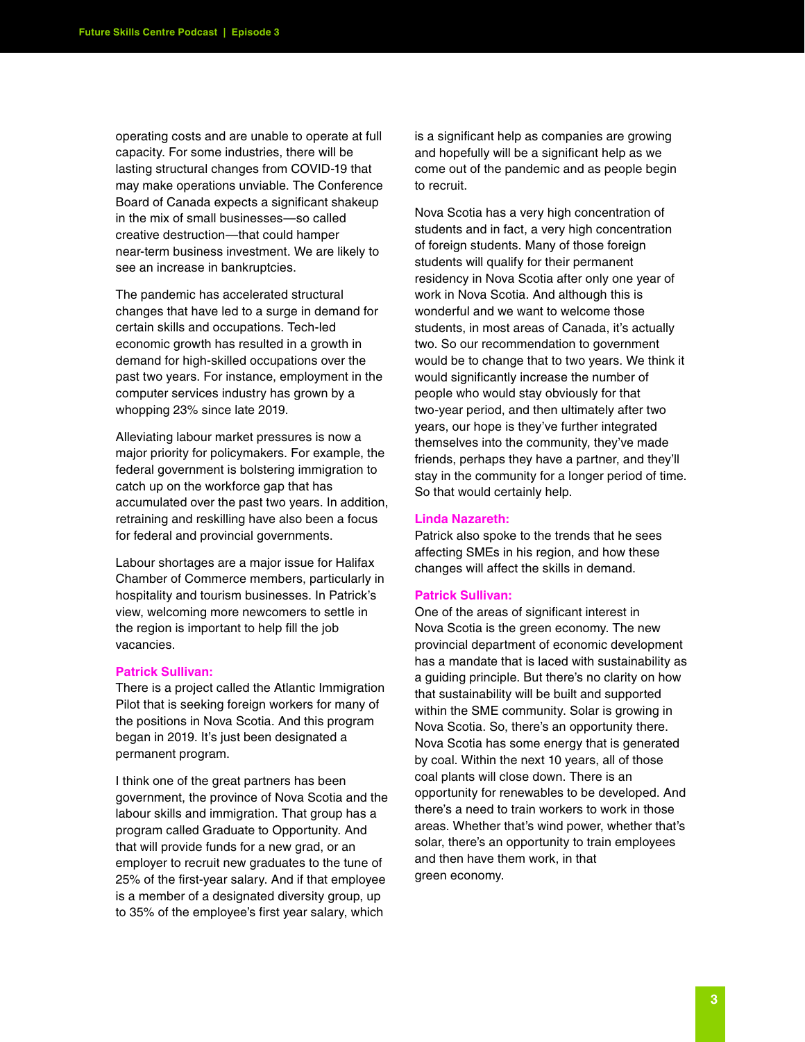operating costs and are unable to operate at full capacity. For some industries, there will be lasting structural changes from COVID-19 that may make operations unviable. The Conference Board of Canada expects a significant shakeup in the mix of small businesses—so called creative destruction—that could hamper near-term business investment. We are likely to see an increase in bankruptcies.

The pandemic has accelerated structural changes that have led to a surge in demand for certain skills and occupations. Tech-led economic growth has resulted in a growth in demand for high-skilled occupations over the past two years. For instance, employment in the computer services industry has grown by a whopping 23% since late 2019.

Alleviating labour market pressures is now a major priority for policymakers. For example, the federal government is bolstering immigration to catch up on the workforce gap that has accumulated over the past two years. In addition, retraining and reskilling have also been a focus for federal and provincial governments.

Labour shortages are a major issue for Halifax Chamber of Commerce members, particularly in hospitality and tourism businesses. In Patrick's view, welcoming more newcomers to settle in the region is important to help fill the job vacancies.

**Patrick Sullivan:**
There is a project called the Atlantic Immigration Pilot that is seeking foreign workers for many of the positions in Nova Scotia. And this program began in 2019. It's just been designated a permanent program.

I think one of the great partners has been government, the province of Nova Scotia and the labour skills and immigration. That group has a program called Graduate to Opportunity. And that will provide funds for a new grad, or an employer to recruit new graduates to the tune of 25% of the first-year salary. And if that employee is a member of a designated diversity group, up to 35% of the employee's first year salary, which is a significant help as companies are growing and hopefully will be a significant help as we come out of the pandemic and as people begin to recruit.

Nova Scotia has a very high concentration of students and in fact, a very high concentration of foreign students. Many of those foreign students will qualify for their permanent residency in Nova Scotia after only one year of work in Nova Scotia. And although this is wonderful and we want to welcome those students, in most areas of Canada, it's actually two. So our recommendation to government would be to change that to two years. We think it would significantly increase the number of people who would stay obviously for that two-year period, and then ultimately after two years, our hope is they've further integrated themselves into the community, they've made friends, perhaps they have a partner, and they'll stay in the community for a longer period of time. So that would certainly help.

**Linda Nazareth:**
Patrick also spoke to the trends that he sees affecting SMEs in his region, and how these changes will affect the skills in demand.

**Patrick Sullivan:**
One of the areas of significant interest in Nova Scotia is the green economy. The new provincial department of economic development has a mandate that is laced with sustainability as a guiding principle. But there's no clarity on how that sustainability will be built and supported within the SME community. Solar is growing in Nova Scotia. So, there's an opportunity there. Nova Scotia has some energy that is generated by coal. Within the next 10 years, all of those coal plants will close down. There is an opportunity for renewables to be developed. And there's a need to train workers to work in those areas. Whether that's wind power, whether that's solar, there's an opportunity to train employees and then have them work, in that green economy.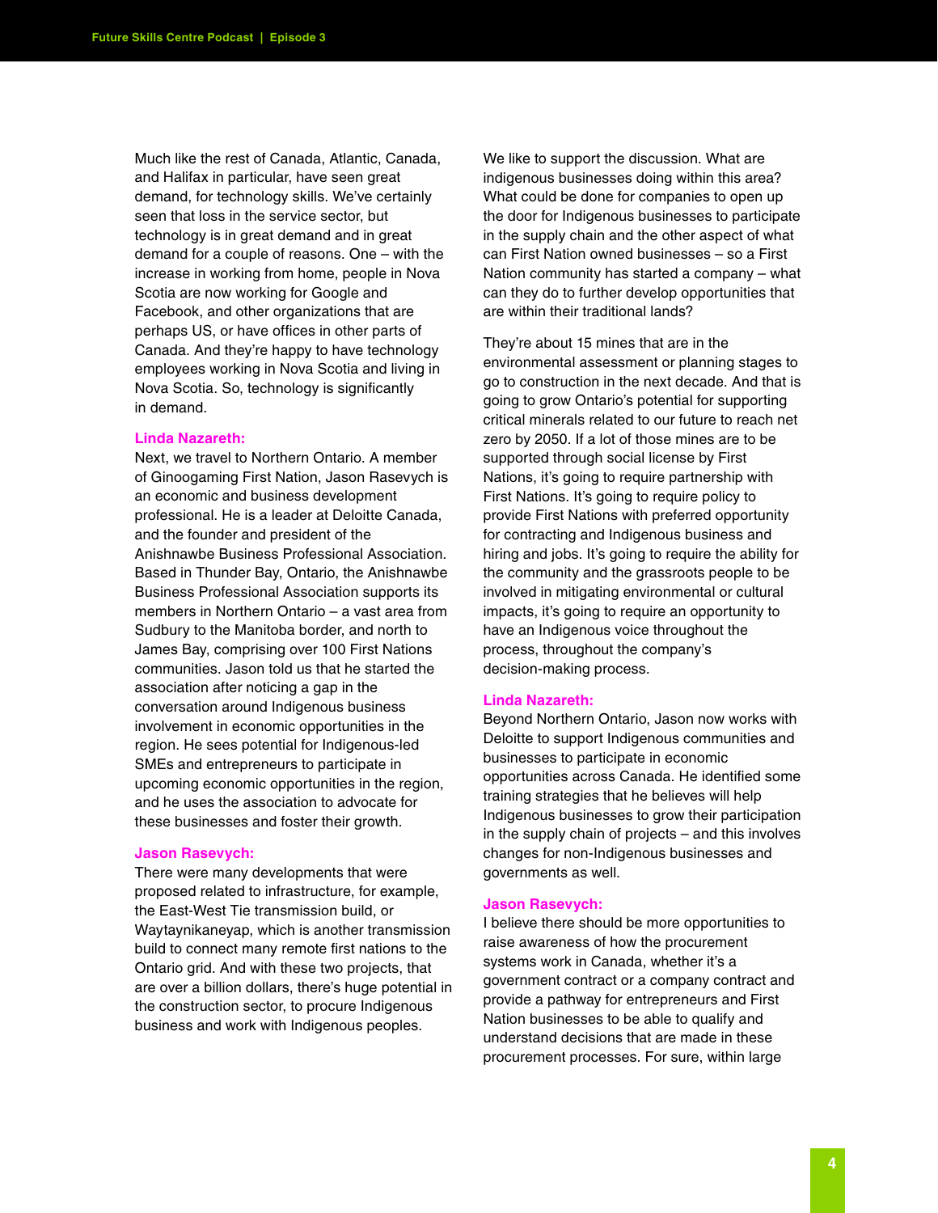Much like the rest of Canada, Atlantic, Canada, and Halifax in particular, have seen great demand, for technology skills. We've certainly seen that loss in the service sector, but technology is in great demand and in great demand for a couple of reasons. One – with the increase in working from home, people in Nova Scotia are now working for Google and Facebook, and other organizations that are perhaps US, or have offices in other parts of Canada. And they're happy to have technology employees working in Nova Scotia and living in Nova Scotia. So, technology is significantly in demand.

**Linda Nazareth:**
Next, we travel to Northern Ontario. A member of Ginoogaming First Nation, Jason Rasevych is an economic and business development professional. He is a leader at Deloitte Canada, and the founder and president of the Anishnawbe Business Professional Association. Based in Thunder Bay, Ontario, the Anishnawbe Business Professional Association supports its members in Northern Ontario – a vast area from Sudbury to the Manitoba border, and north to James Bay, comprising over 100 First Nations communities. Jason told us that he started the association after noticing a gap in the conversation around Indigenous business involvement in economic opportunities in the region. He sees potential for Indigenous-led SMEs and entrepreneurs to participate in upcoming economic opportunities in the region, and he uses the association to advocate for these businesses and foster their growth.

**Jason Rasevych:**
There were many developments that were proposed related to infrastructure, for example, the East-West Tie transmission build, or Waytaynikaneyap, which is another transmission build to connect many remote first nations to the Ontario grid. And with these two projects, that are over a billion dollars, there's huge potential in the construction sector, to procure Indigenous business and work with Indigenous peoples.

We like to support the discussion. What are indigenous businesses doing within this area? What could be done for companies to open up the door for Indigenous businesses to participate in the supply chain and the other aspect of what can First Nation owned businesses – so a First Nation community has started a company – what can they do to further develop opportunities that are within their traditional lands?

They're about 15 mines that are in the environmental assessment or planning stages to go to construction in the next decade. And that is going to grow Ontario's potential for supporting critical minerals related to our future to reach net zero by 2050. If a lot of those mines are to be supported through social license by First Nations, it's going to require partnership with First Nations. It's going to require policy to provide First Nations with preferred opportunity for contracting and Indigenous business and hiring and jobs. It's going to require the ability for the community and the grassroots people to be involved in mitigating environmental or cultural impacts, it's going to require an opportunity to have an Indigenous voice throughout the process, throughout the company's decision-making process.

**Linda Nazareth:**
Beyond Northern Ontario, Jason now works with Deloitte to support Indigenous communities and businesses to participate in economic opportunities across Canada. He identified some training strategies that he believes will help Indigenous businesses to grow their participation in the supply chain of projects – and this involves changes for non-Indigenous businesses and governments as well.

**Jason Rasevych:**
I believe there should be more opportunities to raise awareness of how the procurement systems work in Canada, whether it's a government contract or a company contract and provide a pathway for entrepreneurs and First Nation businesses to be able to qualify and understand decisions that are made in these procurement processes. For sure, within large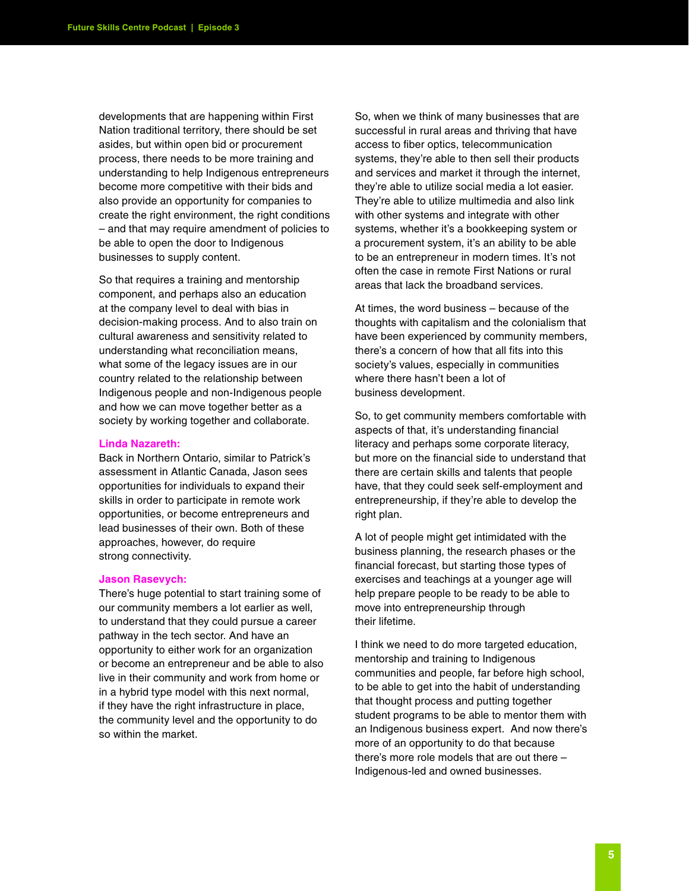developments that are happening within First Nation traditional territory, there should be set asides, but within open bid or procurement process, there needs to be more training and understanding to help Indigenous entrepreneurs become more competitive with their bids and also provide an opportunity for companies to create the right environment, the right conditions – and that may require amendment of policies to be able to open the door to Indigenous businesses to supply content.

So that requires a training and mentorship component, and perhaps also an education at the company level to deal with bias in decision-making process. And to also train on cultural awareness and sensitivity related to understanding what reconciliation means, what some of the legacy issues are in our country related to the relationship between Indigenous people and non-Indigenous people and how we can move together better as a society by working together and collaborate.

**Linda Nazareth:**
Back in Northern Ontario, similar to Patrick's assessment in Atlantic Canada, Jason sees opportunities for individuals to expand their skills in order to participate in remote work opportunities, or become entrepreneurs and lead businesses of their own. Both of these approaches, however, do require strong connectivity.

**Jason Rasevych:**
There's huge potential to start training some of our community members a lot earlier as well, to understand that they could pursue a career pathway in the tech sector. And have an opportunity to either work for an organization or become an entrepreneur and be able to also live in their community and work from home or in a hybrid type model with this next normal, if they have the right infrastructure in place, the community level and the opportunity to do so within the market.

So, when we think of many businesses that are successful in rural areas and thriving that have access to fiber optics, telecommunication systems, they're able to then sell their products and services and market it through the internet, they're able to utilize social media a lot easier. They're able to utilize multimedia and also link with other systems and integrate with other systems, whether it's a bookkeeping system or a procurement system, it's an ability to be able to be an entrepreneur in modern times. It's not often the case in remote First Nations or rural areas that lack the broadband services.

At times, the word business – because of the thoughts with capitalism and the colonialism that have been experienced by community members, there's a concern of how that all fits into this society's values, especially in communities where there hasn't been a lot of business development.

So, to get community members comfortable with aspects of that, it's understanding financial literacy and perhaps some corporate literacy, but more on the financial side to understand that there are certain skills and talents that people have, that they could seek self-employment and entrepreneurship, if they're able to develop the right plan.

A lot of people might get intimidated with the business planning, the research phases or the financial forecast, but starting those types of exercises and teachings at a younger age will help prepare people to be ready to be able to move into entrepreneurship through their lifetime.

I think we need to do more targeted education, mentorship and training to Indigenous communities and people, far before high school, to be able to get into the habit of understanding that thought process and putting together student programs to be able to mentor them with an Indigenous business expert. And now there's more of an opportunity to do that because there's more role models that are out there – Indigenous-led and owned businesses.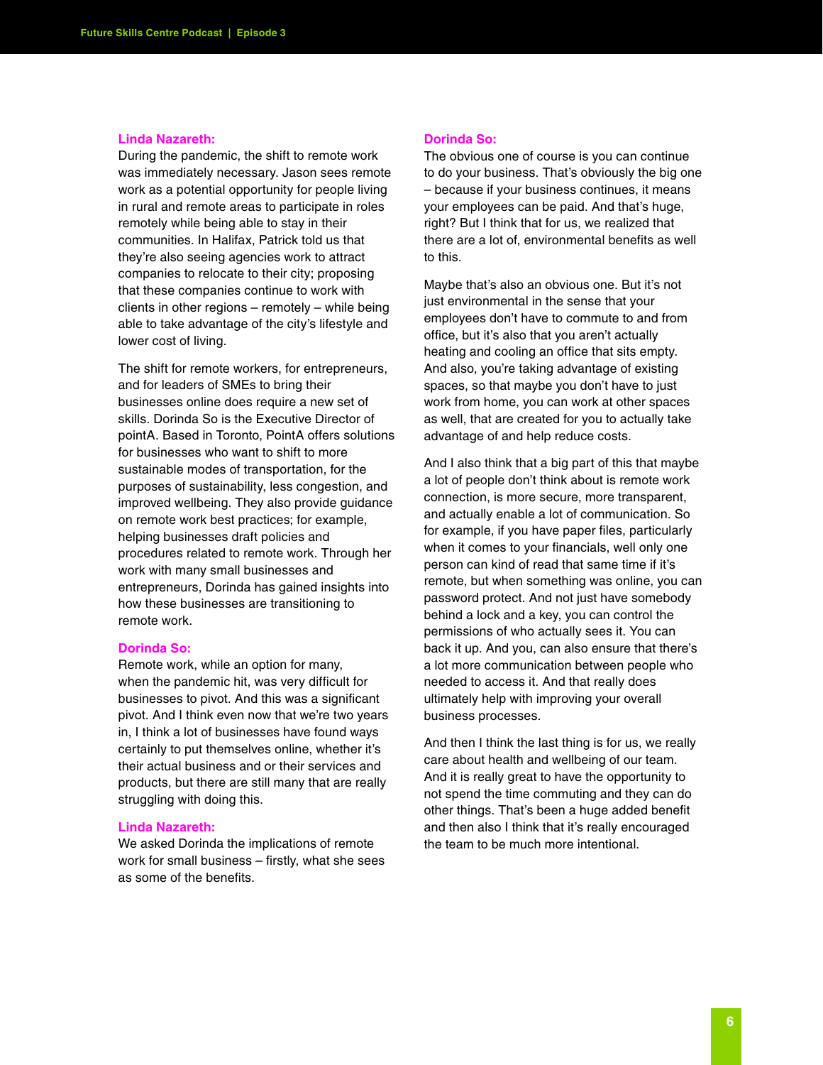**Linda Nazareth:**
During the pandemic, the shift to remote work was immediately necessary. Jason sees remote work as a potential opportunity for people living in rural and remote areas to participate in roles remotely while being able to stay in their communities. In Halifax, Patrick told us that they're also seeing agencies work to attract companies to relocate to their city; proposing that these companies continue to work with clients in other regions – remotely – while being able to take advantage of the city's lifestyle and lower cost of living.

The shift for remote workers, for entrepreneurs, and for leaders of SMEs to bring their businesses online does require a new set of skills. Dorinda So is the Executive Director of pointA. Based in Toronto, PointA offers solutions for businesses who want to shift to more sustainable modes of transportation, for the purposes of sustainability, less congestion, and improved wellbeing. They also provide guidance on remote work best practices; for example, helping businesses draft policies and procedures related to remote work. Through her work with many small businesses and entrepreneurs, Dorinda has gained insights into how these businesses are transitioning to remote work.

**Dorinda So:**
Remote work, while an option for many, when the pandemic hit, was very difficult for businesses to pivot. And this was a significant pivot. And I think even now that we're two years in, I think a lot of businesses have found ways certainly to put themselves online, whether it's their actual business and or their services and products, but there are still many that are really struggling with doing this.

**Linda Nazareth:**
We asked Dorinda the implications of remote work for small business – firstly, what she sees as some of the benefits.

**Dorinda So:**
The obvious one of course is you can continue to do your business. That's obviously the big one – because if your business continues, it means your employees can be paid. And that's huge, right? But I think that for us, we realized that there are a lot of, environmental benefits as well to this.

Maybe that's also an obvious one. But it's not just environmental in the sense that your employees don't have to commute to and from office, but it's also that you aren't actually heating and cooling an office that sits empty. And also, you're taking advantage of existing spaces, so that maybe you don't have to just work from home, you can work at other spaces as well, that are created for you to actually take advantage of and help reduce costs.

And I also think that a big part of this that maybe a lot of people don't think about is remote work connection, is more secure, more transparent, and actually enable a lot of communication. So for example, if you have paper files, particularly when it comes to your financials, well only one person can kind of read that same time if it's remote, but when something was online, you can password protect. And not just have somebody behind a lock and a key, you can control the permissions of who actually sees it. You can back it up. And you, can also ensure that there's a lot more communication between people who needed to access it. And that really does ultimately help with improving your overall business processes.

And then I think the last thing is for us, we really care about health and wellbeing of our team. And it is really great to have the opportunity to not spend the time commuting and they can do other things. That's been a huge added benefit and then also I think that it's really encouraged the team to be much more intentional.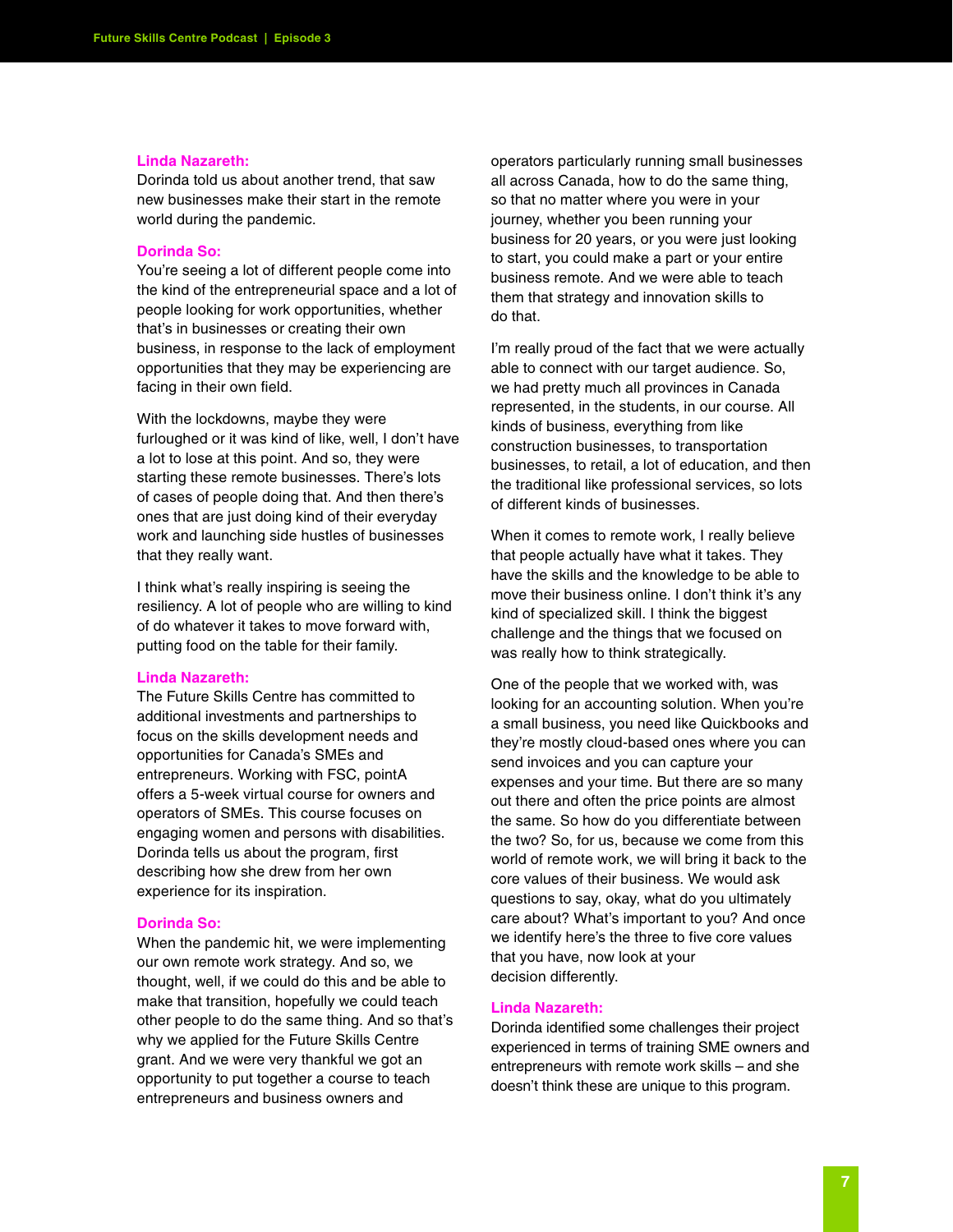**Linda Nazareth:**
Dorinda told us about another trend, that saw new businesses make their start in the remote world during the pandemic.

**Dorinda So:**
You're seeing a lot of different people come into the kind of the entrepreneurial space and a lot of people looking for work opportunities, whether that's in businesses or creating their own business, in response to the lack of employment opportunities that they may be experiencing are facing in their own field.

With the lockdowns, maybe they were furloughed or it was kind of like, well, I don't have a lot to lose at this point. And so, they were starting these remote businesses. There's lots of cases of people doing that. And then there's ones that are just doing kind of their everyday work and launching side hustles of businesses that they really want.

I think what's really inspiring is seeing the resiliency. A lot of people who are willing to kind of do whatever it takes to move forward with, putting food on the table for their family.

**Linda Nazareth:**
The Future Skills Centre has committed to additional investments and partnerships to focus on the skills development needs and opportunities for Canada's SMEs and entrepreneurs. Working with FSC, pointA offers a 5-week virtual course for owners and operators of SMEs. This course focuses on engaging women and persons with disabilities. Dorinda tells us about the program, first describing how she drew from her own experience for its inspiration.

**Dorinda So:**
When the pandemic hit, we were implementing our own remote work strategy. And so, we thought, well, if we could do this and be able to make that transition, hopefully we could teach other people to do the same thing. And so that's why we applied for the Future Skills Centre grant. And we were very thankful we got an opportunity to put together a course to teach entrepreneurs and business owners and operators particularly running small businesses all across Canada, how to do the same thing, so that no matter where you were in your journey, whether you been running your business for 20 years, or you were just looking to start, you could make a part or your entire business remote. And we were able to teach them that strategy and innovation skills to do that.

I'm really proud of the fact that we were actually able to connect with our target audience. So, we had pretty much all provinces in Canada represented, in the students, in our course. All kinds of business, everything from like construction businesses, to transportation businesses, to retail, a lot of education, and then the traditional like professional services, so lots of different kinds of businesses.

When it comes to remote work, I really believe that people actually have what it takes. They have the skills and the knowledge to be able to move their business online. I don't think it's any kind of specialized skill. I think the biggest challenge and the things that we focused on was really how to think strategically.

One of the people that we worked with, was looking for an accounting solution. When you're a small business, you need like Quickbooks and they're mostly cloud-based ones where you can send invoices and you can capture your expenses and your time. But there are so many out there and often the price points are almost the same. So how do you differentiate between the two? So, for us, because we come from this world of remote work, we will bring it back to the core values of their business. We would ask questions to say, okay, what do you ultimately care about? What's important to you? And once we identify here's the three to five core values that you have, now look at your decision differently.

**Linda Nazareth:**
Dorinda identified some challenges their project experienced in terms of training SME owners and entrepreneurs with remote work skills – and she doesn't think these are unique to this program.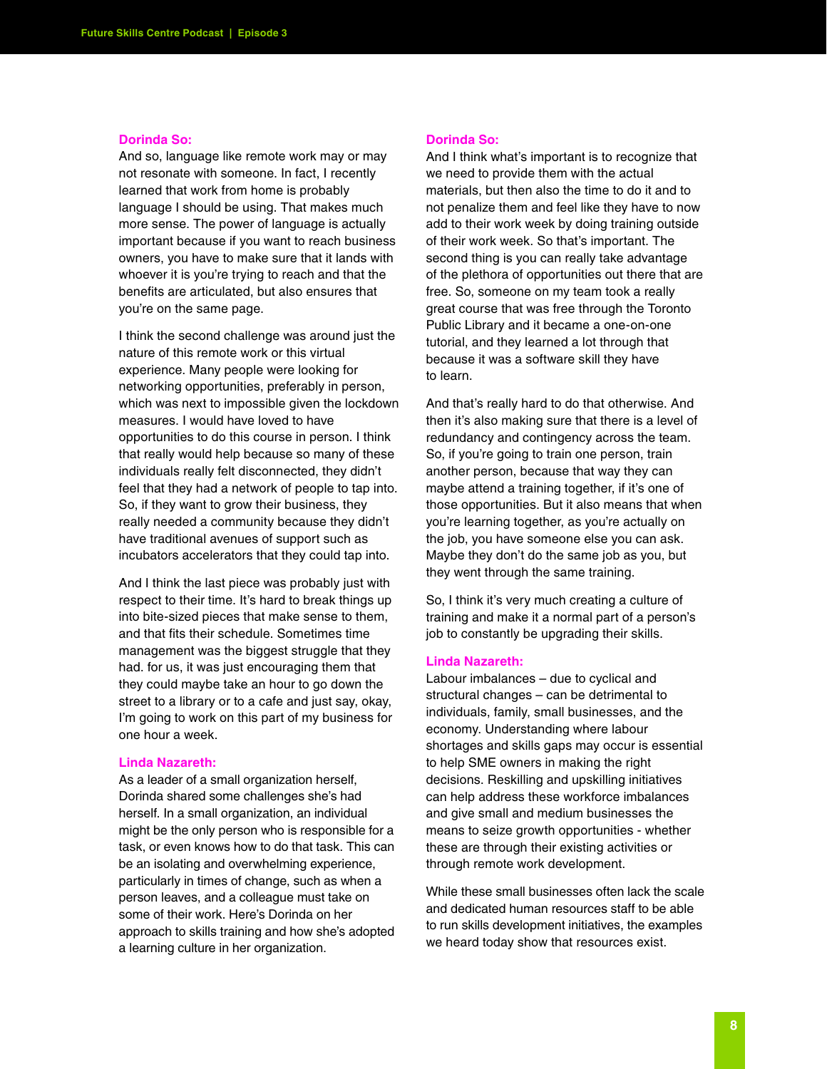**Dorinda So:**
And so, language like remote work may or may not resonate with someone. In fact, I recently learned that work from home is probably language I should be using. That makes much more sense. The power of language is actually important because if you want to reach business owners, you have to make sure that it lands with whoever it is you're trying to reach and that the benefits are articulated, but also ensures that you're on the same page.

I think the second challenge was around just the nature of this remote work or this virtual experience. Many people were looking for networking opportunities, preferably in person, which was next to impossible given the lockdown measures. I would have loved to have opportunities to do this course in person. I think that really would help because so many of these individuals really felt disconnected, they didn't feel that they had a network of people to tap into. So, if they want to grow their business, they really needed a community because they didn't have traditional avenues of support such as incubators accelerators that they could tap into.

And I think the last piece was probably just with respect to their time. It's hard to break things up into bite-sized pieces that make sense to them, and that fits their schedule. Sometimes time management was the biggest struggle that they had. for us, it was just encouraging them that they could maybe take an hour to go down the street to a library or to a cafe and just say, okay, I'm going to work on this part of my business for one hour a week.

**Linda Nazareth:**
As a leader of a small organization herself, Dorinda shared some challenges she's had herself. In a small organization, an individual might be the only person who is responsible for a task, or even knows how to do that task. This can be an isolating and overwhelming experience, particularly in times of change, such as when a person leaves, and a colleague must take on some of their work. Here's Dorinda on her approach to skills training and how she's adopted a learning culture in her organization.

**Dorinda So:**
And I think what's important is to recognize that we need to provide them with the actual materials, but then also the time to do it and to not penalize them and feel like they have to now add to their work week by doing training outside of their work week. So that's important. The second thing is you can really take advantage of the plethora of opportunities out there that are free. So, someone on my team took a really great course that was free through the Toronto Public Library and it became a one-on-one tutorial, and they learned a lot through that because it was a software skill they have to learn.

And that's really hard to do that otherwise. And then it's also making sure that there is a level of redundancy and contingency across the team. So, if you're going to train one person, train another person, because that way they can maybe attend a training together, if it's one of those opportunities. But it also means that when you're learning together, as you're actually on the job, you have someone else you can ask. Maybe they don't do the same job as you, but they went through the same training.

So, I think it's very much creating a culture of training and make it a normal part of a person's job to constantly be upgrading their skills.

**Linda Nazareth:**
Labour imbalances – due to cyclical and structural changes – can be detrimental to individuals, family, small businesses, and the economy. Understanding where labour shortages and skills gaps may occur is essential to help SME owners in making the right decisions. Reskilling and upskilling initiatives can help address these workforce imbalances and give small and medium businesses the means to seize growth opportunities - whether these are through their existing activities or through remote work development.

While these small businesses often lack the scale and dedicated human resources staff to be able to run skills development initiatives, the examples we heard today show that resources exist.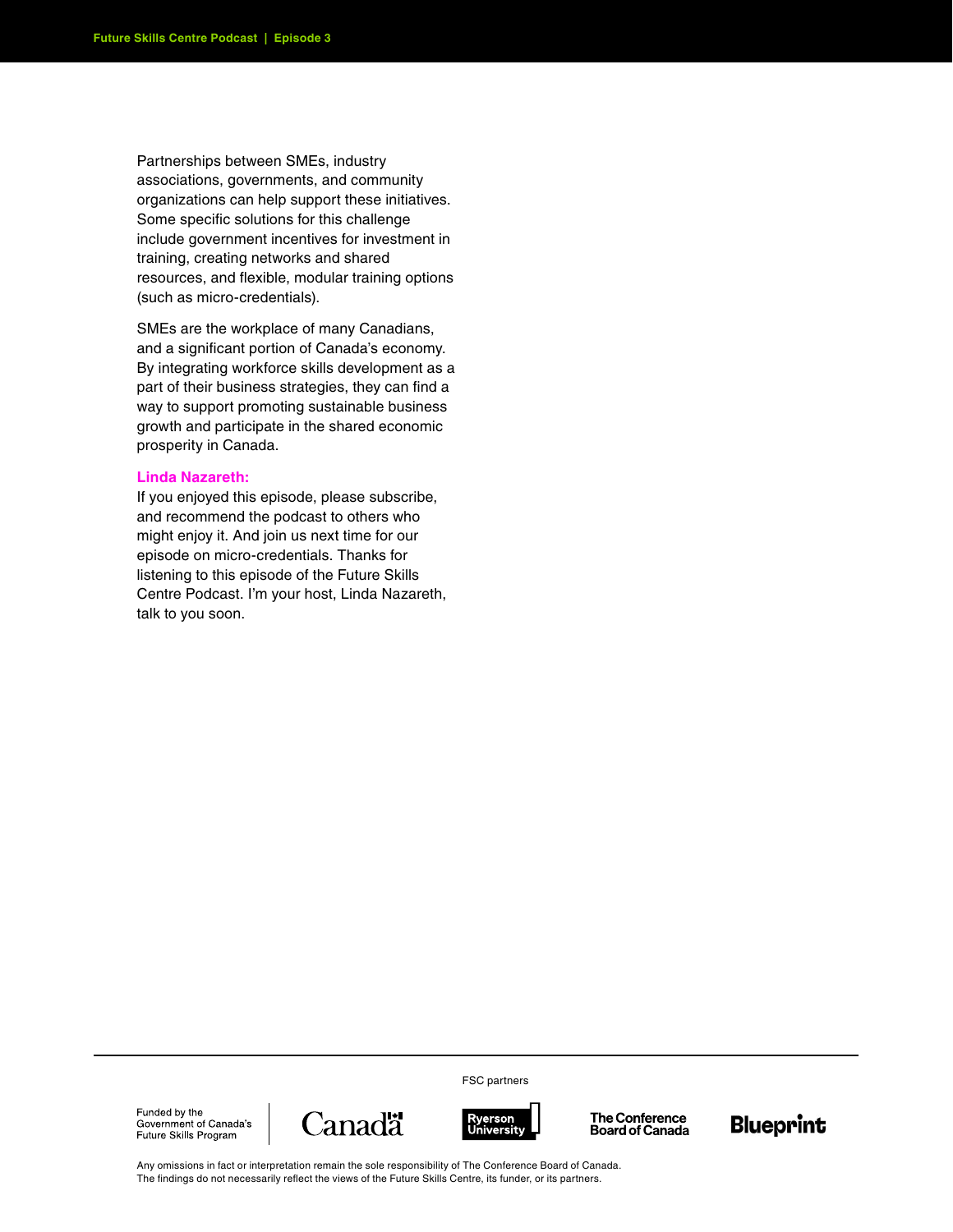Partnerships between SMEs, industry associations, governments, and community organizations can help support these initiatives. Some specific solutions for this challenge include government incentives for investment in training, creating networks and shared resources, and flexible, modular training options (such as micro-credentials).

SMEs are the workplace of many Canadians, and a significant portion of Canada's economy. By integrating workforce skills development as a part of their business strategies, they can find a way to support promoting sustainable business growth and participate in the shared economic prosperity in Canada.

**Linda Nazareth:**
If you enjoyed this episode, please subscribe, and recommend the podcast to others who might enjoy it. And join us next time for our episode on micro-credentials. Thanks for listening to this episode of the Future Skills Centre Podcast. I'm your host, Linda Nazareth, talk to you soon.

FSC partners

Funded by the Government of Canada's Future Skills Program

Canada

Ryerson University

The Conference Board of Canada

Blueprint

Any omissions in fact or interpretation remain the sole responsibility of The Conference Board of Canada.
The findings do not necessarily reflect the views of the Future Skills Centre, its funder, or its partners.